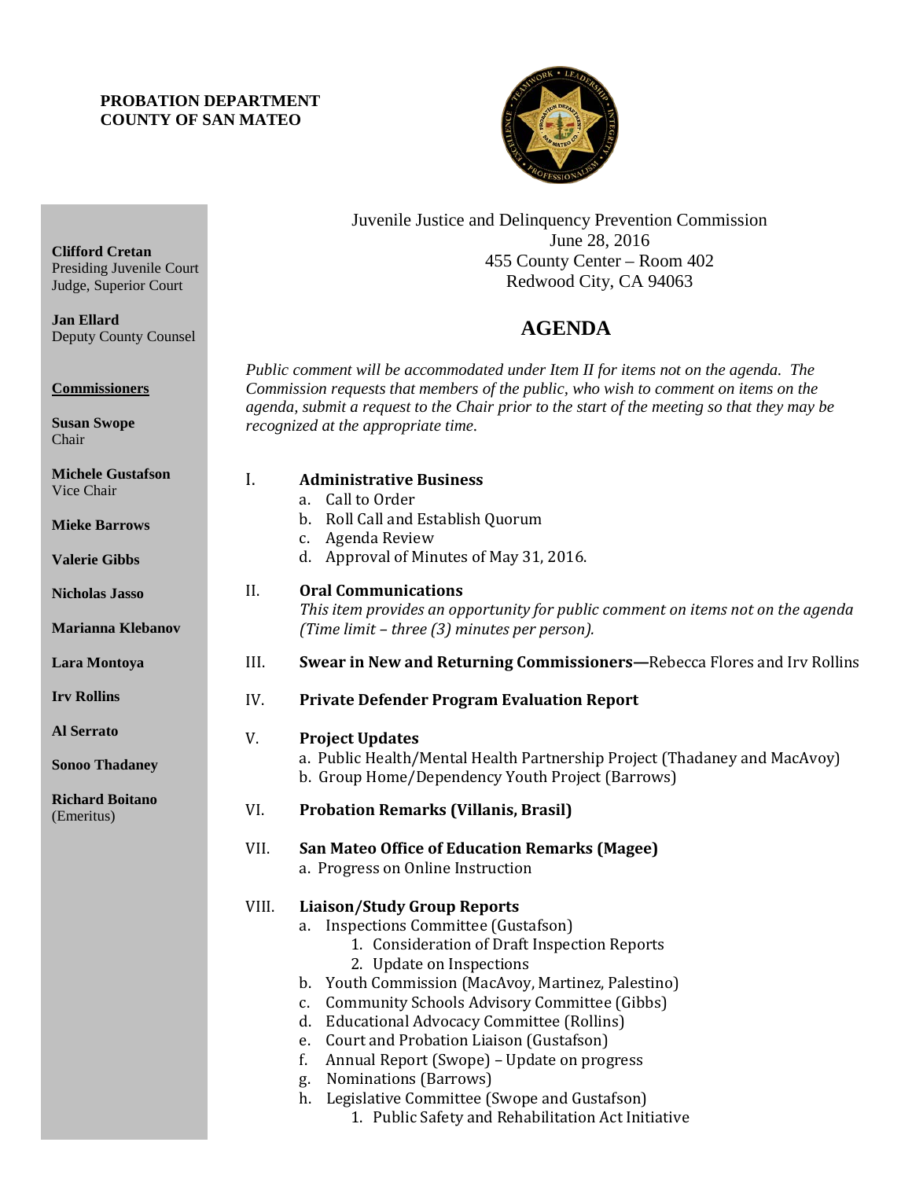**PROBATION DEPARTMENT**
**COUNTY OF SAN MATEO**

**Clifford Cretan**
Presiding Juvenile Court Judge, Superior Court

**Jan Ellard**
Deputy County Counsel

**Commissioners**

**Susan Swope**
Chair

**Michele Gustafson**
Vice Chair

**Mieke Barrows**

**Valerie Gibbs**

**Nicholas Jasso**

**Marianna Klebanov**

**Lara Montoya**

**Irv Rollins**

**Al Serrato**

**Sonoo Thadaney**

**Richard Boitano**
(Emeritus)

Juvenile Justice and Delinquency Prevention Commission
June 28, 2016
455 County Center – Room 402
Redwood City, CA 94063

# AGENDA

*Public comment will be accommodated under Item II for items not on the agenda. The Commission requests that members of the public, who wish to comment on items on the agenda, submit a request to the Chair prior to the start of the meeting so that they may be recognized at the appropriate time.*

I. **Administrative Business**
   a. Call to Order
   b. Roll Call and Establish Quorum
   c. Agenda Review
   d. Approval of Minutes of May 31, 2016.

II. **Oral Communications**
   *This item provides an opportunity for public comment on items not on the agenda (Time limit – three (3) minutes per person).*

III. **Swear in New and Returning Commissioners—**Rebecca Flores and Irv Rollins

IV. **Private Defender Program Evaluation Report**

V. **Project Updates**
   a. Public Health/Mental Health Partnership Project (Thadaney and MacAvoy)
   b. Group Home/Dependency Youth Project (Barrows)

VI. **Probation Remarks (Villanis, Brasil)**

VII. **San Mateo Office of Education Remarks (Magee)**
   a. Progress on Online Instruction

VIII. **Liaison/Study Group Reports**
   a. Inspections Committee (Gustafson)
      1. Consideration of Draft Inspection Reports
      2. Update on Inspections
   b. Youth Commission (MacAvoy, Martinez, Palestino)
   c. Community Schools Advisory Committee (Gibbs)
   d. Educational Advocacy Committee (Rollins)
   e. Court and Probation Liaison (Gustafson)
   f. Annual Report (Swope) – Update on progress
   g. Nominations (Barrows)
   h. Legislative Committee (Swope and Gustafson)
      1. Public Safety and Rehabilitation Act Initiative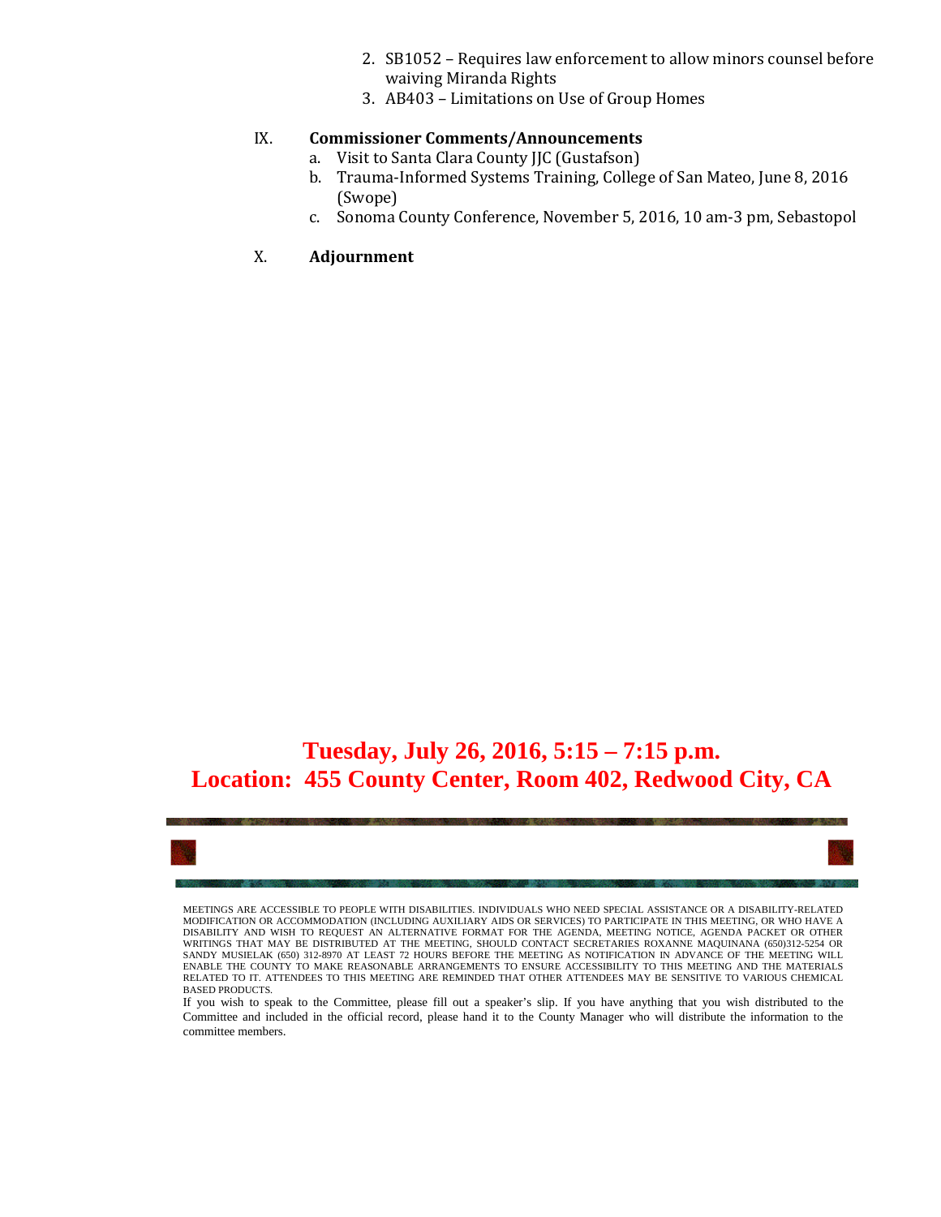2. SB1052 – Requires law enforcement to allow minors counsel before waiving Miranda Rights
3. AB403 – Limitations on Use of Group Homes

IX. **Commissioner Comments/Announcements**

a. Visit to Santa Clara County JJC (Gustafson)
b. Trauma-Informed Systems Training, College of San Mateo, June 8, 2016 (Swope)
c. Sonoma County Conference, November 5, 2016, 10 am-3 pm, Sebastopol

X. **Adjournment**

**Tuesday, July 26, 2016, 5:15 – 7:15 p.m.**
**Location: 455 County Center, Room 402, Redwood City, CA**

MEETINGS ARE ACCESSIBLE TO PEOPLE WITH DISABILITIES. INDIVIDUALS WHO NEED SPECIAL ASSISTANCE OR A DISABILITY-RELATED MODIFICATION OR ACCOMMODATION (INCLUDING AUXILIARY AIDS OR SERVICES) TO PARTICIPATE IN THIS MEETING, OR WHO HAVE A DISABILITY AND WISH TO REQUEST AN ALTERNATIVE FORMAT FOR THE AGENDA, MEETING NOTICE, AGENDA PACKET OR OTHER WRITINGS THAT MAY BE DISTRIBUTED AT THE MEETING, SHOULD CONTACT SECRETARIES ROXANNE MAQUINANA (650)312-5254 OR SANDY MUSIELAK (650) 312-8970 AT LEAST 72 HOURS BEFORE THE MEETING AS NOTIFICATION IN ADVANCE OF THE MEETING WILL ENABLE THE COUNTY TO MAKE REASONABLE ARRANGEMENTS TO ENSURE ACCESSIBILITY TO THIS MEETING AND THE MATERIALS RELATED TO IT. ATTENDEES TO THIS MEETING ARE REMINDED THAT OTHER ATTENDEES MAY BE SENSITIVE TO VARIOUS CHEMICAL BASED PRODUCTS.

If you wish to speak to the Committee, please fill out a speaker's slip. If you have anything that you wish distributed to the Committee and included in the official record, please hand it to the County Manager who will distribute the information to the committee members.